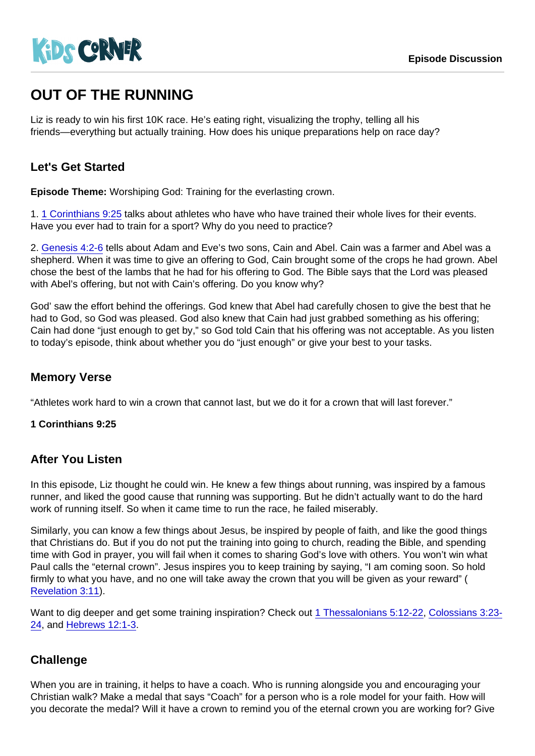KIDS CORNER

Episode Discussion

# OUT OF THE RUNNING

Liz is ready to win his first 10K race. He's eating right, visualizing the trophy, telling all his friends—everything but actually training. How does his unique preparations help on race day?

## Let's Get Started

**Episode Theme:** Worshiping God: Training for the everlasting crown.

1. 1 Corinthians 9:25 talks about athletes who have who have trained their whole lives for their events. Have you ever had to train for a sport? Why do you need to practice?

2. Genesis 4:2-6 tells about Adam and Eve's two sons, Cain and Abel. Cain was a farmer and Abel was a shepherd. When it was time to give an offering to God, Cain brought some of the crops he had grown. Abel chose the best of the lambs that he had for his offering to God. The Bible says that the Lord was pleased with Abel's offering, but not with Cain's offering. Do you know why?

God' saw the effort behind the offerings. God knew that Abel had carefully chosen to give the best that he had to God, so God was pleased. God also knew that Cain had just grabbed something as his offering; Cain had done "just enough to get by," so God told Cain that his offering was not acceptable. As you listen to today's episode, think about whether you do "just enough" or give your best to your tasks.

## Memory Verse

"Athletes work hard to win a crown that cannot last, but we do it for a crown that will last forever."

**1 Corinthians 9:25**

## After You Listen

In this episode, Liz thought he could win. He knew a few things about running, was inspired by a famous runner, and liked the good cause that running was supporting. But he didn't actually want to do the hard work of running itself. So when it came time to run the race, he failed miserably.

Similarly, you can know a few things about Jesus, be inspired by people of faith, and like the good things that Christians do. But if you do not put the training into going to church, reading the Bible, and spending time with God in prayer, you will fail when it comes to sharing God's love with others. You won't win what Paul calls the "eternal crown". Jesus inspires you to keep training by saying, "I am coming soon. So hold firmly to what you have, and no one will take away the crown that you will be given as your reward" ( Revelation 3:11).

Want to dig deeper and get some training inspiration? Check out 1 Thessalonians 5:12-22, Colossians 3:23-24, and Hebrews 12:1-3.

## Challenge

When you are in training, it helps to have a coach. Who is running alongside you and encouraging your Christian walk? Make a medal that says "Coach" for a person who is a role model for your faith. How will you decorate the medal? Will it have a crown to remind you of the eternal crown you are working for? Give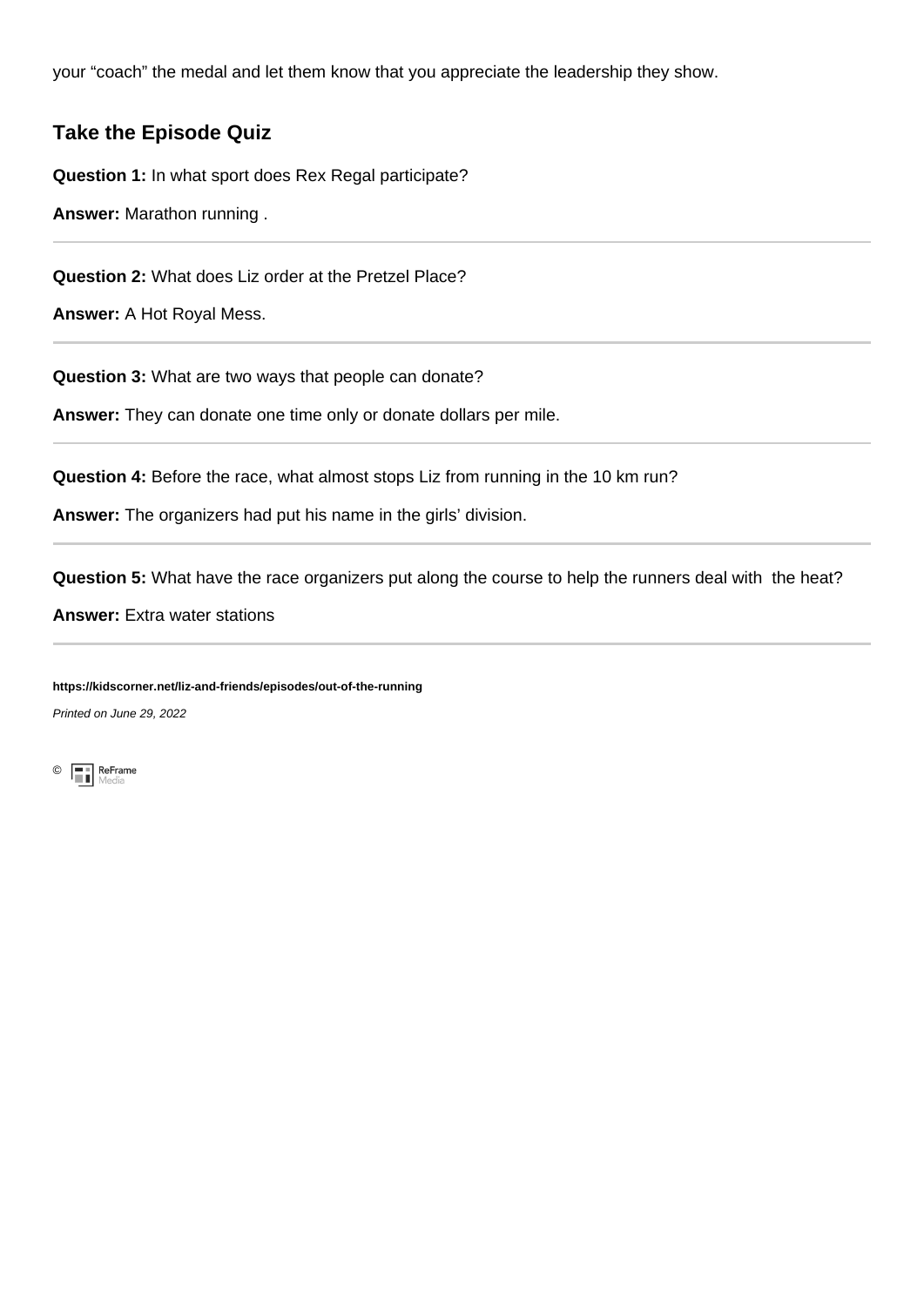your “coach” the medal and let them know that you appreciate the leadership they show.

## Take the Episode Quiz

**Question 1:** In what sport does Rex Regal participate?

**Answer:** Marathon running .

---

**Question 2:** What does Liz order at the Pretzel Place?

**Answer:** A Hot Royal Mess.

---

**Question 3:** What are two ways that people can donate?

**Answer:** They can donate one time only or donate dollars per mile.

---

**Question 4:** Before the race, what almost stops Liz from running in the 10 km run?

**Answer:** The organizers had put his name in the girls’ division.

---

**Question 5:** What have the race organizers put along the course to help the runners deal with the heat?

**Answer:** Extra water stations

---

**https://kidscorner.net/liz-and-friends/episodes/out-of-the-running**

*Printed on June 29, 2022*

© ReFrame Media